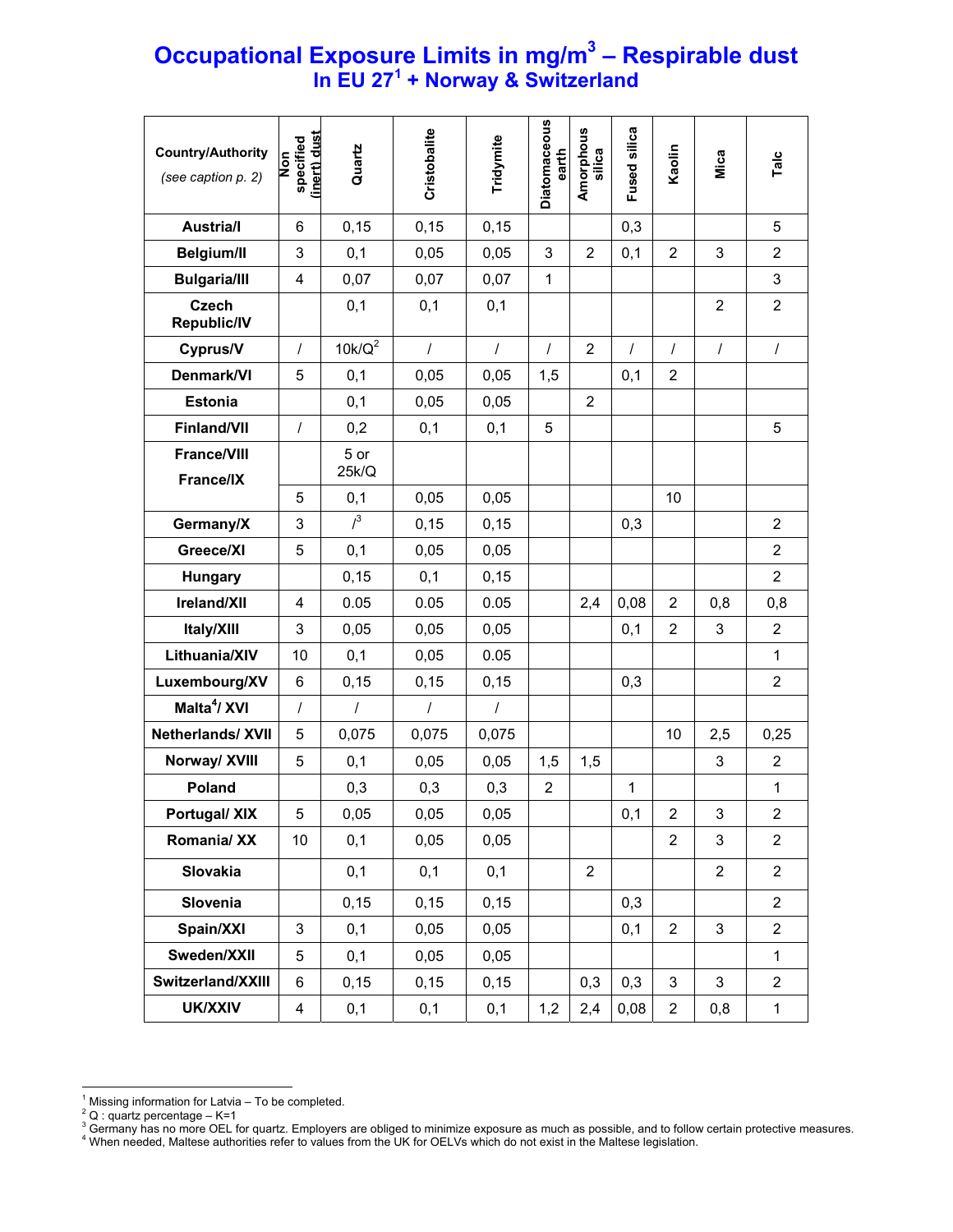# Occupational Exposure Limits in mg/m$^3$ – Respirable dust

## In EU 27[1] + Norway & Switzerland

| Country/Authority (*see caption p. 2*) | Non specified (inert) dust | Quartz | Cristobalite | Tridymite | Diatomaceous earth | Amorphous silica | Fused silica | Kaolin | Mica | Talc |
|---|---|---|---|---|---|---|---|---|---|---|
| **Austria/I** | 6 | 0,15 | 0,15 | 0,15 | | | 0,3 | | | 5 |
| **Belgium/II** | 3 | 0,1 | 0,05 | 0,05 | 3 | 2 | 0,1 | 2 | 3 | 2 |
| **Bulgaria/III** | 4 | 0,07 | 0,07 | 0,07 | 1 | | | | | 3 |
| **Czech Republic/IV** | | 0,1 | 0,1 | 0,1 | | | | | 2 | 2 |
| **Cyprus/V** | / | 10k/Q[2] | / | / | / | 2 | / | / | / | / |
| **Denmark/VI** | 5 | 0,1 | 0,05 | 0,05 | 1,5 | | 0,1 | 2 | | |
| **Estonia** | | 0,1 | 0,05 | 0,05 | | 2 | | | | |
| **Finland/VII** | / | 0,2 | 0,1 | 0,1 | 5 | | | | | 5 |
| **France/VIII** | | 5 or 25k/Q | | | | | | | | |
| **France/IX** | 5 | 0,1 | 0,05 | 0,05 | | | | 10 | | |
| **Germany/X** | 3 | /[3] | 0,15 | 0,15 | | | 0,3 | | | 2 |
| **Greece/XI** | 5 | 0,1 | 0,05 | 0,05 | | | | | | 2 |
| **Hungary** | | 0,15 | 0,1 | 0,15 | | | | | | 2 |
| **Ireland/XII** | 4 | 0.05 | 0.05 | 0.05 | | 2,4 | 0,08 | 2 | 0,8 | 0,8 |
| **Italy/XIII** | 3 | 0,05 | 0,05 | 0,05 | | | 0,1 | 2 | 3 | 2 |
| **Lithuania/XIV** | 10 | 0,1 | 0,05 | 0.05 | | | | | | 1 |
| **Luxembourg/XV** | 6 | 0,15 | 0,15 | 0,15 | | | 0,3 | | | 2 |
| **Malta[4]/ XVI** | / | / | / | / | | | | | | |
| **Netherlands/ XVII** | 5 | 0,075 | 0,075 | 0,075 | | | | 10 | 2,5 | 0,25 |
| **Norway/ XVIII** | 5 | 0,1 | 0,05 | 0,05 | 1,5 | 1,5 | | | 3 | 2 |
| **Poland** | | 0,3 | 0,3 | 0,3 | 2 | | 1 | | | 1 |
| **Portugal/ XIX** | 5 | 0,05 | 0,05 | 0,05 | | | 0,1 | 2 | 3 | 2 |
| **Romania/ XX** | 10 | 0,1 | 0,05 | 0,05 | | | | 2 | 3 | 2 |
| **Slovakia** | | 0,1 | 0,1 | 0,1 | | 2 | | | 2 | 2 |
| **Slovenia** | | 0,15 | 0,15 | 0,15 | | | 0,3 | | | 2 |
| **Spain/XXI** | 3 | 0,1 | 0,05 | 0,05 | | | 0,1 | 2 | 3 | 2 |
| **Sweden/XXII** | 5 | 0,1 | 0,05 | 0,05 | | | | | | 1 |
| **Switzerland/XXIII** | 6 | 0,15 | 0,15 | 0,15 | | 0,3 | 0,3 | 3 | 3 | 2 |
| **UK/XXIV** | 4 | 0,1 | 0,1 | 0,1 | 1,2 | 2,4 | 0,08 | 2 | 0,8 | 1 |

[1] Missing information for Latvia – To be completed.
[2] Q : quartz percentage – K=1
[3] Germany has no more OEL for quartz. Employers are obliged to minimize exposure as much as possible, and to follow certain protective measures.
[4] When needed, Maltese authorities refer to values from the UK for OELVs which do not exist in the Maltese legislation.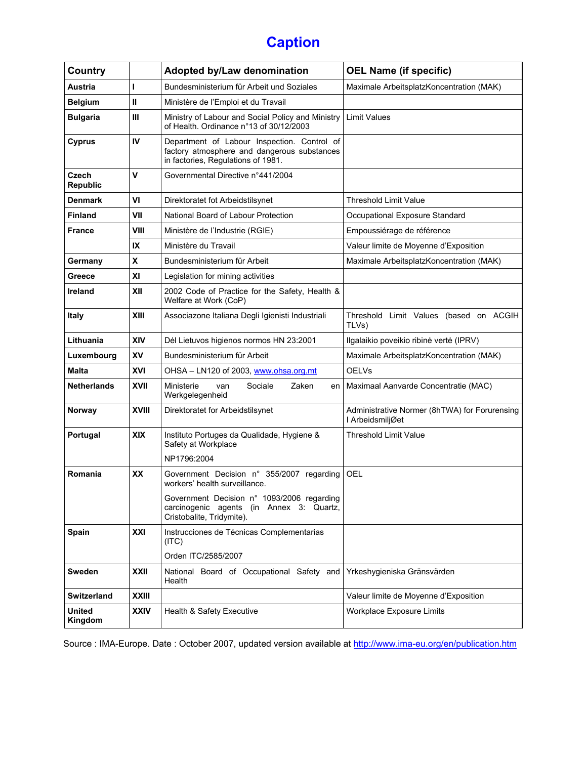# Caption

| Country | | Adopted by/Law denomination | OEL Name (if specific) |
|---|---|---|---|
| **Austria** | **I** | Bundesministerium für Arbeit und Soziales | Maximale ArbeitsplatzKoncentration (MAK) |
| **Belgium** | **II** | Ministère de l'Emploi et du Travail | |
| **Bulgaria** | **III** | Ministry of Labour and Social Policy and Ministry of Health. Ordinance n°13 of 30/12/2003 | Limit Values |
| **Cyprus** | **IV** | Department of Labour Inspection. Control of factory atmosphere and dangerous substances in factories, Regulations of 1981. | |
| **Czech Republic** | **V** | Governmental Directive n°441/2004 | |
| **Denmark** | **VI** | Direktoratet fot Arbeidstilsynet | Threshold Limit Value |
| **Finland** | **VII** | National Board of Labour Protection | Occupational Exposure Standard |
| **France** | **VIII** | Ministère de l'Industrie (RGIE) | Empoussiérage de référence |
| | **IX** | Ministère du Travail | Valeur limite de Moyenne d'Exposition |
| **Germany** | **X** | Bundesministerium für Arbeit | Maximale ArbeitsplatzKoncentration (MAK) |
| **Greece** | **XI** | Legislation for mining activities | |
| **Ireland** | **XII** | 2002 Code of Practice for the Safety, Health & Welfare at Work (CoP) | |
| **Italy** | **XIII** | Associazone Italiana Degli Igienisti Industriali | Threshold Limit Values (based on ACGIH TLVs) |
| **Lithuania** | **XIV** | Dėl Lietuvos higienos normos HN 23:2001 | Ilgalaikio poveikio ribinė vertė (IPRV) |
| **Luxembourg** | **XV** | Bundesministerium für Arbeit | Maximale ArbeitsplatzKoncentration (MAK) |
| **Malta** | **XVI** | OHSA – LN120 of 2003, www.ohsa.org.mt | OELVs |
| **Netherlands** | **XVII** | Ministerie van Sociale Zaken en Werkgelegenheid | Maximaal Aanvarde Concentratie (MAC) |
| **Norway** | **XVIII** | Direktoratet for Arbeidstilsynet | Administrative Normer (8hTWA) for Forurensing I ArbeidsmiljØet |
| **Portugal** | **XIX** | Instituto Portuges da Qualidade, Hygiene & Safety at Workplace<br>NP1796:2004 | Threshold Limit Value |
| **Romania** | **XX** | Government Decision n° 355/2007 regarding workers' health surveillance.<br>Government Decision n° 1093/2006 regarding carcinogenic agents (in Annex 3: Quartz, Cristobalite, Tridymite). | OEL |
| **Spain** | **XXI** | Instrucciones de Técnicas Complementarias (ITC)<br>Orden ITC/2585/2007 | |
| **Sweden** | **XXII** | National Board of Occupational Safety and Health | Yrkeshygieniska Gränsvärden |
| **Switzerland** | **XXIII** | | Valeur limite de Moyenne d'Exposition |
| **United Kingdom** | **XXIV** | Health & Safety Executive | Workplace Exposure Limits |

Source : IMA-Europe. Date : October 2007, updated version available at http://www.ima-eu.org/en/publication.htm